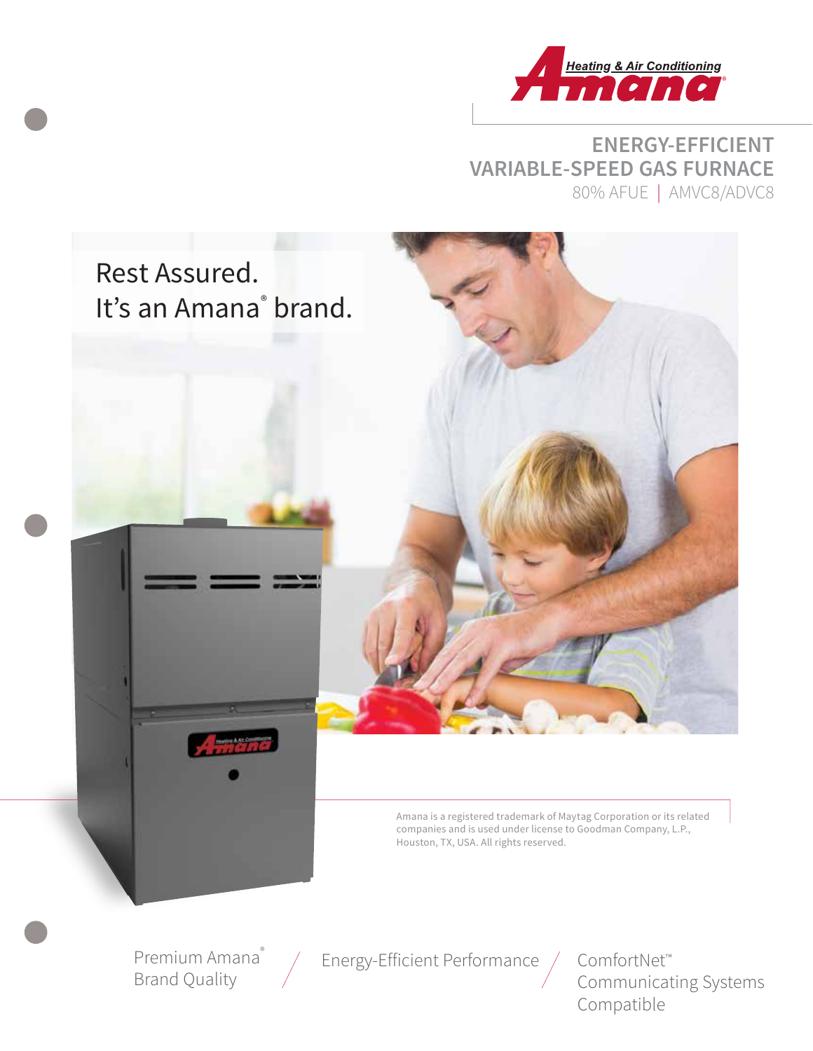Heating & Air Conditioning Amana®

# ENERGY-EFFICIENT VARIABLE-SPEED GAS FURNACE

80% AFUE | AMVC8/ADVC8

## Rest Assured. It's an Amana® brand.

Amana is a registered trademark of Maytag Corporation or its related companies and is used under license to Goodman Company, L.P., Houston, TX, USA. All rights reserved.

Premium Amana® Brand Quality / Energy-Efficient Performance / ComfortNet™ Communicating Systems Compatible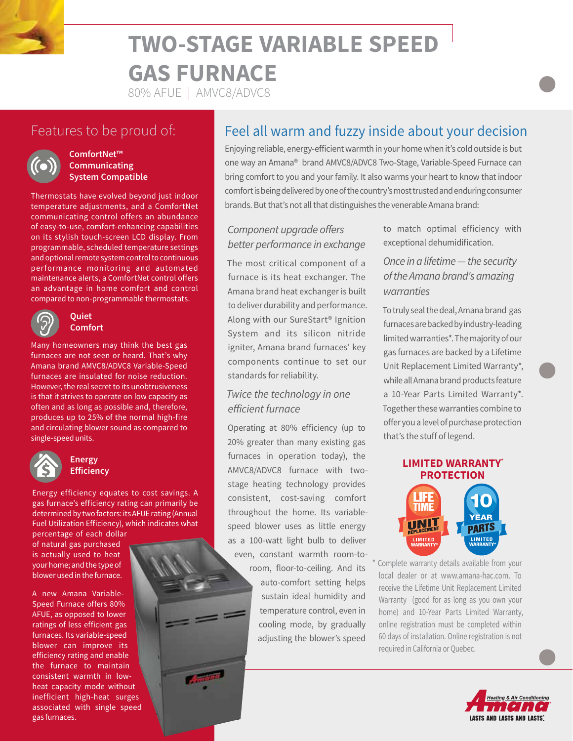# TWO-STAGE VARIABLE SPEED GAS FURNACE

80% AFUE | AMVC8/ADVC8

## Features to be proud of:

### ComfortNet™ Communicating System Compatible

Thermostats have evolved beyond just indoor temperature adjustments, and a ComfortNet communicating control offers an abundance of easy-to-use, comfort-enhancing capabilities on its stylish touch-screen LCD display. From programmable, scheduled temperature settings and optional remote system control to continuous performance monitoring and automated maintenance alerts, a ComfortNet control offers an advantage in home comfort and control compared to non-programmable thermostats.

### Quiet Comfort

Many homeowners may think the best gas furnaces are not seen or heard. That's why Amana brand AMVC8/ADVC8 Variable-Speed furnaces are insulated for noise reduction. However, the real secret to its unobtrusiveness is that it strives to operate on low capacity as often and as long as possible and, therefore, produces up to 25% of the normal high-fire and circulating blower sound as compared to single-speed units.

### Energy Efficiency

Energy efficiency equates to cost savings. A gas furnace's efficiency rating can primarily be determined by two factors: its AFUE rating (Annual Fuel Utilization Efficiency), which indicates what percentage of each dollar of natural gas purchased is actually used to heat your home; and the type of blower used in the furnace.

A new Amana Variable-Speed Furnace offers 80% AFUE, as opposed to lower ratings of less efficient gas furnaces. Its variable-speed blower can improve its efficiency rating and enable the furnace to maintain consistent warmth in low-heat capacity mode without inefficient high-heat surges associated with single speed gas furnaces.

## Feel all warm and fuzzy inside about your decision

Enjoying reliable, energy-efficient warmth in your home when it's cold outside is but one way an Amana® brand AMVC8/ADVC8 Two-Stage, Variable-Speed Furnace can bring comfort to you and your family. It also warms your heart to know that indoor comfort is being delivered by one of the country's most trusted and enduring consumer brands. But that's not all that distinguishes the venerable Amana brand:

### *Component upgrade offers better performance in exchange*

The most critical component of a furnace is its heat exchanger. The Amana brand heat exchanger is built to deliver durability and performance. Along with our SureStart® Ignition System and its silicon nitride igniter, Amana brand furnaces' key components continue to set our standards for reliability.

### *Twice the technology in one efficient furnace*

Operating at 80% efficiency (up to 20% greater than many existing gas furnaces in operation today), the AMVC8/ADVC8 furnace with two-stage heating technology provides consistent, cost-saving comfort throughout the home. Its variable-speed blower uses as little energy as a 100-watt light bulb to deliver even, constant warmth room-to-room, floor-to-ceiling. And its auto-comfort setting helps sustain ideal humidity and temperature control, even in cooling mode, by gradually adjusting the blower's speed to match optimal efficiency with exceptional dehumidification.

### *Once in a lifetime — the security of the Amana brand's amazing warranties*

To truly seal the deal, Amana brand gas furnaces are backed by industry-leading limited warranties*. The majority of our gas furnaces are backed by a Lifetime Unit Replacement Limited Warranty*, while all Amana brand products feature a 10-Year Parts Limited Warranty*. Together these warranties combine to offer you a level of purchase protection that's the stuff of legend.

**LIMITED WARRANTY* PROTECTION**

LIFETIME UNIT REPLACEMENT LIMITED WARRANTY* | 10 YEAR PARTS LIMITED WARRANTY*

\* Complete warranty details available from your local dealer or at www.amana-hac.com. To receive the Lifetime Unit Replacement Limited Warranty (good for as long as you own your home) and 10-Year Parts Limited Warranty, online registration must be completed within 60 days of installation. Online registration is not required in California or Quebec.

Amana Heating & Air Conditioning — LASTS AND LASTS AND LASTS.®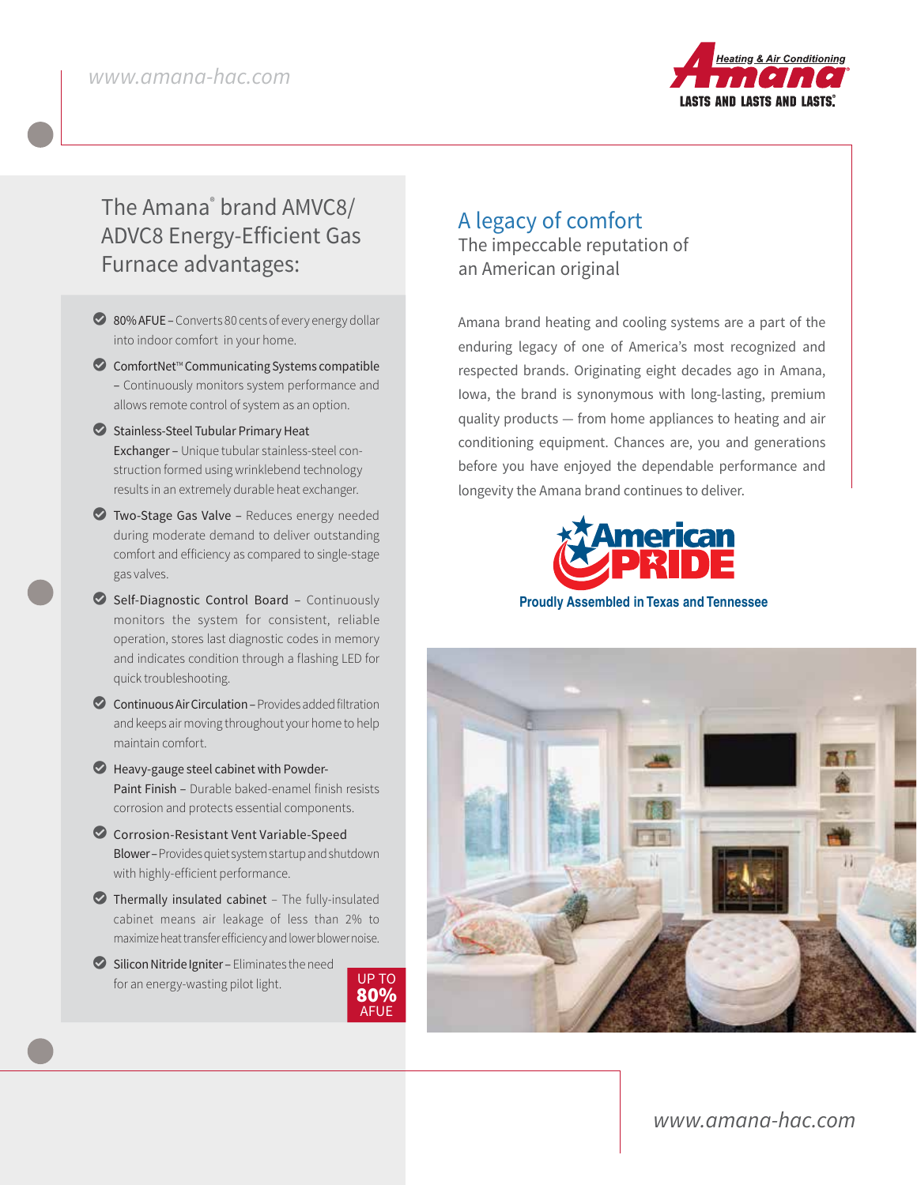## The Amana® brand AMVC8/ADVC8 Energy-Efficient Gas Furnace advantages:

- **80% AFUE** – Converts 80 cents of every energy dollar into indoor comfort in your home.
- **ComfortNet™ Communicating Systems compatible** – Continuously monitors system performance and allows remote control of system as an option.
- **Stainless-Steel Tubular Primary Heat Exchanger** – Unique tubular stainless-steel construction formed using wrinklebend technology results in an extremely durable heat exchanger.
- **Two-Stage Gas Valve** – Reduces energy needed during moderate demand to deliver outstanding comfort and efficiency as compared to single-stage gas valves.
- **Self-Diagnostic Control Board** – Continuously monitors the system for consistent, reliable operation, stores last diagnostic codes in memory and indicates condition through a flashing LED for quick troubleshooting.
- **Continuous Air Circulation** – Provides added filtration and keeps air moving throughout your home to help maintain comfort.
- **Heavy-gauge steel cabinet with Powder-Paint Finish** – Durable baked-enamel finish resists corrosion and protects essential components.
- **Corrosion-Resistant Vent Variable-Speed Blower** – Provides quiet system startup and shutdown with highly-efficient performance.
- **Thermally insulated cabinet** – The fully-insulated cabinet means air leakage of less than 2% to maximize heat transfer efficiency and lower blower noise.
- **Silicon Nitride Igniter** – Eliminates the need for an energy-wasting pilot light.

UP TO **80%** AFUE

## A legacy of comfort

### The impeccable reputation of an American original

Amana brand heating and cooling systems are a part of the enduring legacy of one of America's most recognized and respected brands. Originating eight decades ago in Amana, Iowa, the brand is synonymous with long-lasting, premium quality products — from home appliances to heating and air conditioning equipment. Chances are, you and generations before you have enjoyed the dependable performance and longevity the Amana brand continues to deliver.

American PRIDE

Proudly Assembled in Texas and Tennessee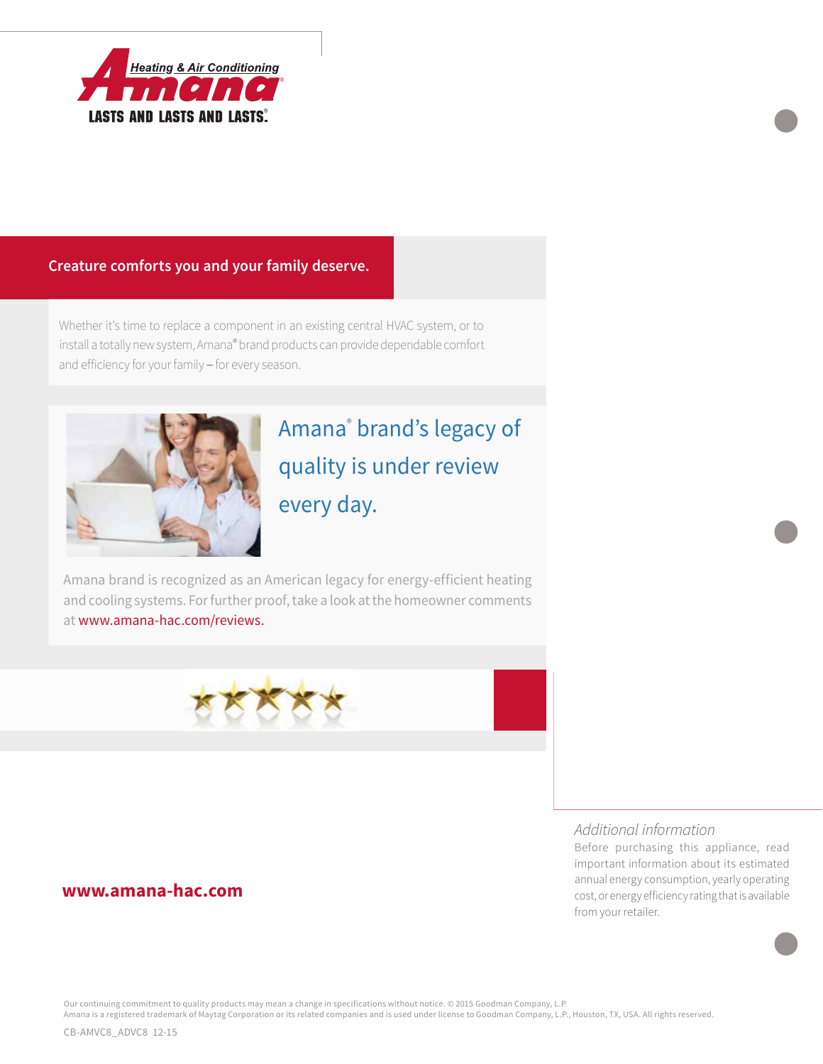Heating & Air Conditioning

Amana

LASTS AND LASTS AND LASTS.®

## Creature comforts you and your family deserve.

Whether it's time to replace a component in an existing central HVAC system, or to install a totally new system, Amana® brand products can provide dependable comfort and efficiency for your family – for every season.

## Amana® brand's legacy of quality is under review every day.

Amana brand is recognized as an American legacy for energy-efficient heating and cooling systems. For further proof, take a look at the homeowner comments at www.amana-hac.com/reviews.

*Additional information*

Before purchasing this appliance, read important information about its estimated annual energy consumption, yearly operating cost, or energy efficiency rating that is available from your retailer.

**www.amana-hac.com**

Our continuing commitment to quality products may mean a change in specifications without notice. © 2015 Goodman Company, L.P.
Amana is a registered trademark of Maytag Corporation or its related companies and is used under license to Goodman Company, L.P., Houston, TX, USA. All rights reserved.

CB-AMVC8_ADVC8 12-15